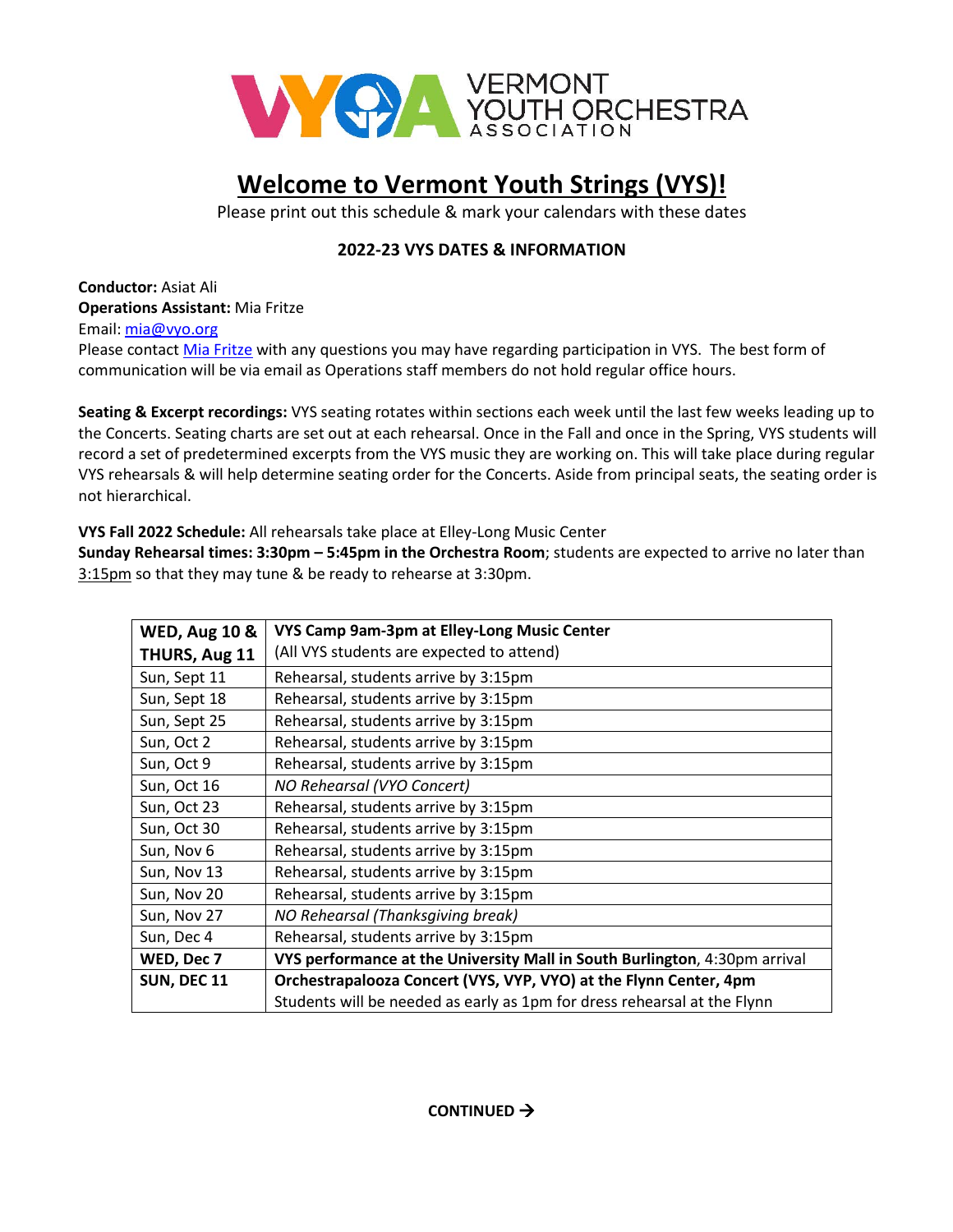VERMONT YOUTH ORCHESTRA ASSOCIATION

# Welcome to Vermont Youth Strings (VYS)!

Please print out this schedule & mark your calendars with these dates

**2022-23 VYS DATES & INFORMATION**

**Conductor:** Asiat Ali
**Operations Assistant:** Mia Fritze
Email: mia@vyo.org
Please contact Mia Fritze with any questions you may have regarding participation in VYS. The best form of communication will be via email as Operations staff members do not hold regular office hours.

**Seating & Excerpt recordings:** VYS seating rotates within sections each week until the last few weeks leading up to the Concerts. Seating charts are set out at each rehearsal. Once in the Fall and once in the Spring, VYS students will record a set of predetermined excerpts from the VYS music they are working on. This will take place during regular VYS rehearsals & will help determine seating order for the Concerts. Aside from principal seats, the seating order is not hierarchical.

**VYS Fall 2022 Schedule:** All rehearsals take place at Elley-Long Music Center
**Sunday Rehearsal times: 3:30pm – 5:45pm in the Orchestra Room**; students are expected to arrive no later than 3:15pm so that they may tune & be ready to rehearse at 3:30pm.

| | |
|---|---|
| **WED, Aug 10 & THURS, Aug 11** | **VYS Camp 9am-3pm at Elley-Long Music Center** (All VYS students are expected to attend) |
| Sun, Sept 11 | Rehearsal, students arrive by 3:15pm |
| Sun, Sept 18 | Rehearsal, students arrive by 3:15pm |
| Sun, Sept 25 | Rehearsal, students arrive by 3:15pm |
| Sun, Oct 2 | Rehearsal, students arrive by 3:15pm |
| Sun, Oct 9 | Rehearsal, students arrive by 3:15pm |
| Sun, Oct 16 | *NO Rehearsal (VYO Concert)* |
| Sun, Oct 23 | Rehearsal, students arrive by 3:15pm |
| Sun, Oct 30 | Rehearsal, students arrive by 3:15pm |
| Sun, Nov 6 | Rehearsal, students arrive by 3:15pm |
| Sun, Nov 13 | Rehearsal, students arrive by 3:15pm |
| Sun, Nov 20 | Rehearsal, students arrive by 3:15pm |
| Sun, Nov 27 | *NO Rehearsal (Thanksgiving break)* |
| Sun, Dec 4 | Rehearsal, students arrive by 3:15pm |
| **WED, Dec 7** | **VYS performance at the University Mall in South Burlington**, 4:30pm arrival |
| **SUN, DEC 11** | **Orchestrapalooza Concert (VYS, VYP, VYO) at the Flynn Center, 4pm** Students will be needed as early as 1pm for dress rehearsal at the Flynn |

**CONTINUED →**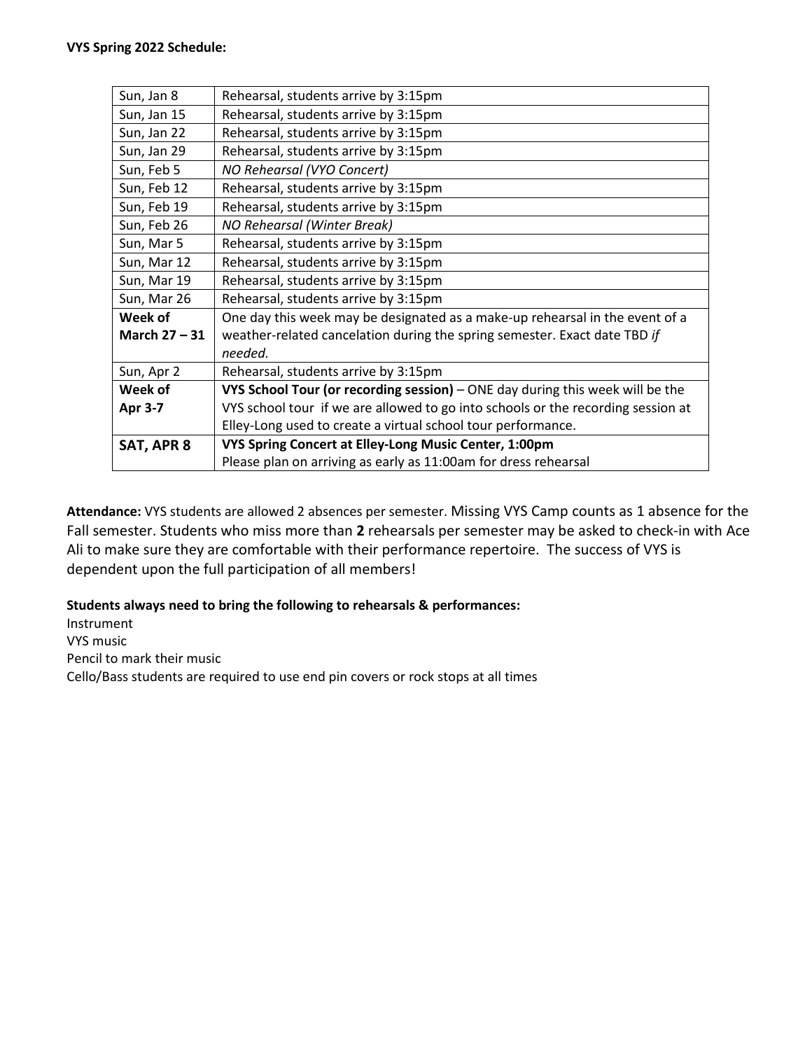**VYS Spring 2022 Schedule:**

| | |
|---|---|
| Sun, Jan 8 | Rehearsal, students arrive by 3:15pm |
| Sun, Jan 15 | Rehearsal, students arrive by 3:15pm |
| Sun, Jan 22 | Rehearsal, students arrive by 3:15pm |
| Sun, Jan 29 | Rehearsal, students arrive by 3:15pm |
| Sun, Feb 5 | *NO Rehearsal (VYO Concert)* |
| Sun, Feb 12 | Rehearsal, students arrive by 3:15pm |
| Sun, Feb 19 | Rehearsal, students arrive by 3:15pm |
| Sun, Feb 26 | *NO Rehearsal (Winter Break)* |
| Sun, Mar 5 | Rehearsal, students arrive by 3:15pm |
| Sun, Mar 12 | Rehearsal, students arrive by 3:15pm |
| Sun, Mar 19 | Rehearsal, students arrive by 3:15pm |
| Sun, Mar 26 | Rehearsal, students arrive by 3:15pm |
| **Week of March 27 – 31** | One day this week may be designated as a make-up rehearsal in the event of a weather-related cancelation during the spring semester. Exact date TBD *if needed.* |
| Sun, Apr 2 | Rehearsal, students arrive by 3:15pm |
| **Week of Apr 3-7** | **VYS School Tour (or recording session)** – ONE day during this week will be the VYS school tour if we are allowed to go into schools or the recording session at Elley-Long used to create a virtual school tour performance. |
| **SAT, APR 8** | **VYS Spring Concert at Elley-Long Music Center, 1:00pm** Please plan on arriving as early as 11:00am for dress rehearsal |

**Attendance:** VYS students are allowed 2 absences per semester. Missing VYS Camp counts as 1 absence for the Fall semester. Students who miss more than **2** rehearsals per semester may be asked to check-in with Ace Ali to make sure they are comfortable with their performance repertoire. The success of VYS is dependent upon the full participation of all members!

**Students always need to bring the following to rehearsals & performances:**

Instrument
VYS music
Pencil to mark their music
Cello/Bass students are required to use end pin covers or rock stops at all times